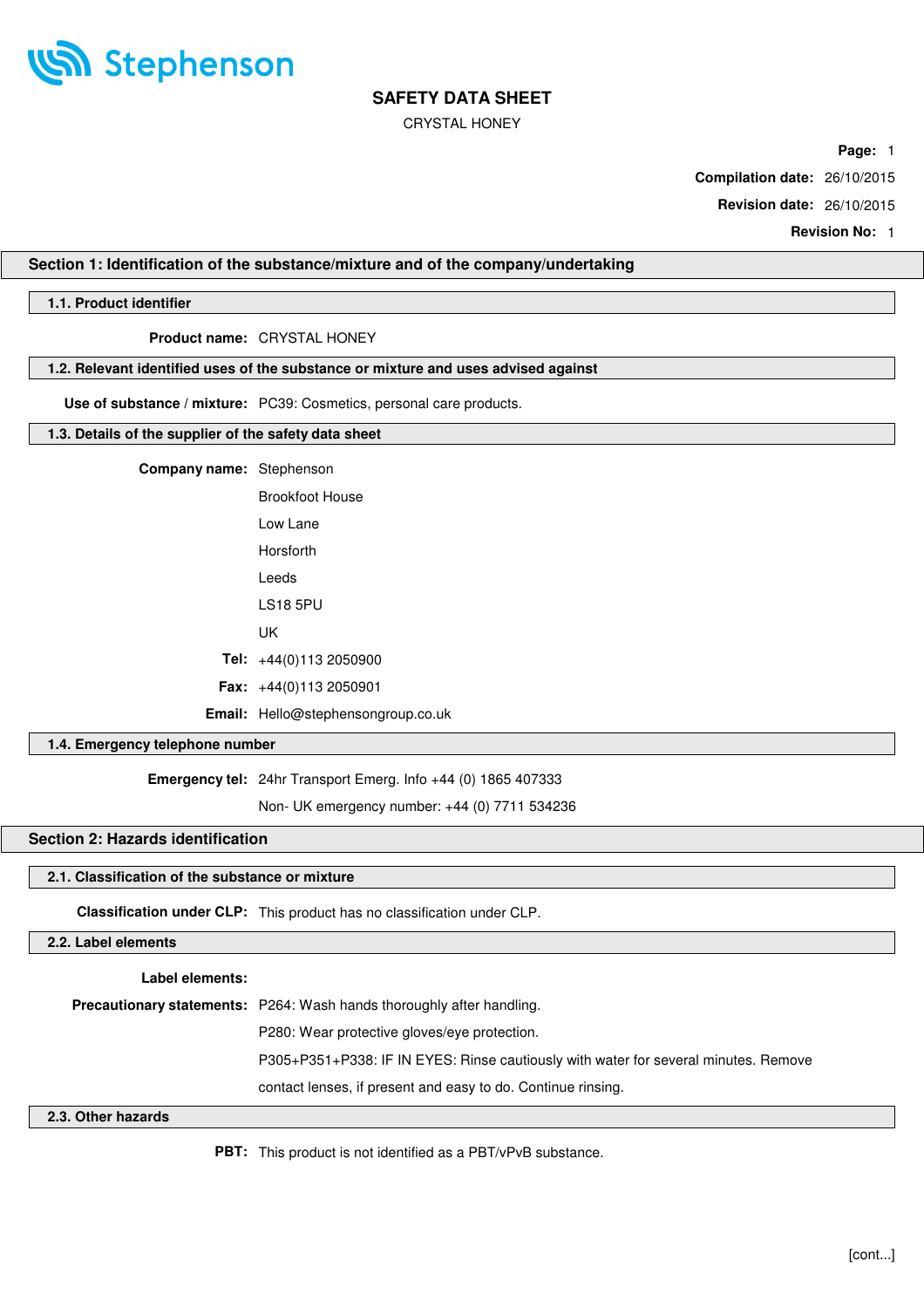Stephenson

# SAFETY DATA SHEET

CRYSTAL HONEY

**Compilation date:** 26/10/2015

**Revision date:** 26/10/2015

**Revision No:** 1

## Section 1: Identification of the substance/mixture and of the company/undertaking

### 1.1. Product identifier

**Product name:** CRYSTAL HONEY

### 1.2. Relevant identified uses of the substance or mixture and uses advised against

**Use of substance / mixture:** PC39: Cosmetics, personal care products.

### 1.3. Details of the supplier of the safety data sheet

**Company name:** Stephenson
Brookfoot House
Low Lane
Horsforth
Leeds
LS18 5PU
UK

**Tel:** +44(0)113 2050900

**Fax:** +44(0)113 2050901

**Email:** Hello@stephensongroup.co.uk

### 1.4. Emergency telephone number

**Emergency tel:** 24hr Transport Emerg. Info +44 (0) 1865 407333
Non- UK emergency number: +44 (0) 7711 534236

## Section 2: Hazards identification

### 2.1. Classification of the substance or mixture

**Classification under CLP:** This product has no classification under CLP.

### 2.2. Label elements

**Label elements:**

**Precautionary statements:** P264: Wash hands thoroughly after handling.
P280: Wear protective gloves/eye protection.
P305+P351+P338: IF IN EYES: Rinse cautiously with water for several minutes. Remove contact lenses, if present and easy to do. Continue rinsing.

### 2.3. Other hazards

**PBT:** This product is not identified as a PBT/vPvB substance.

[cont...]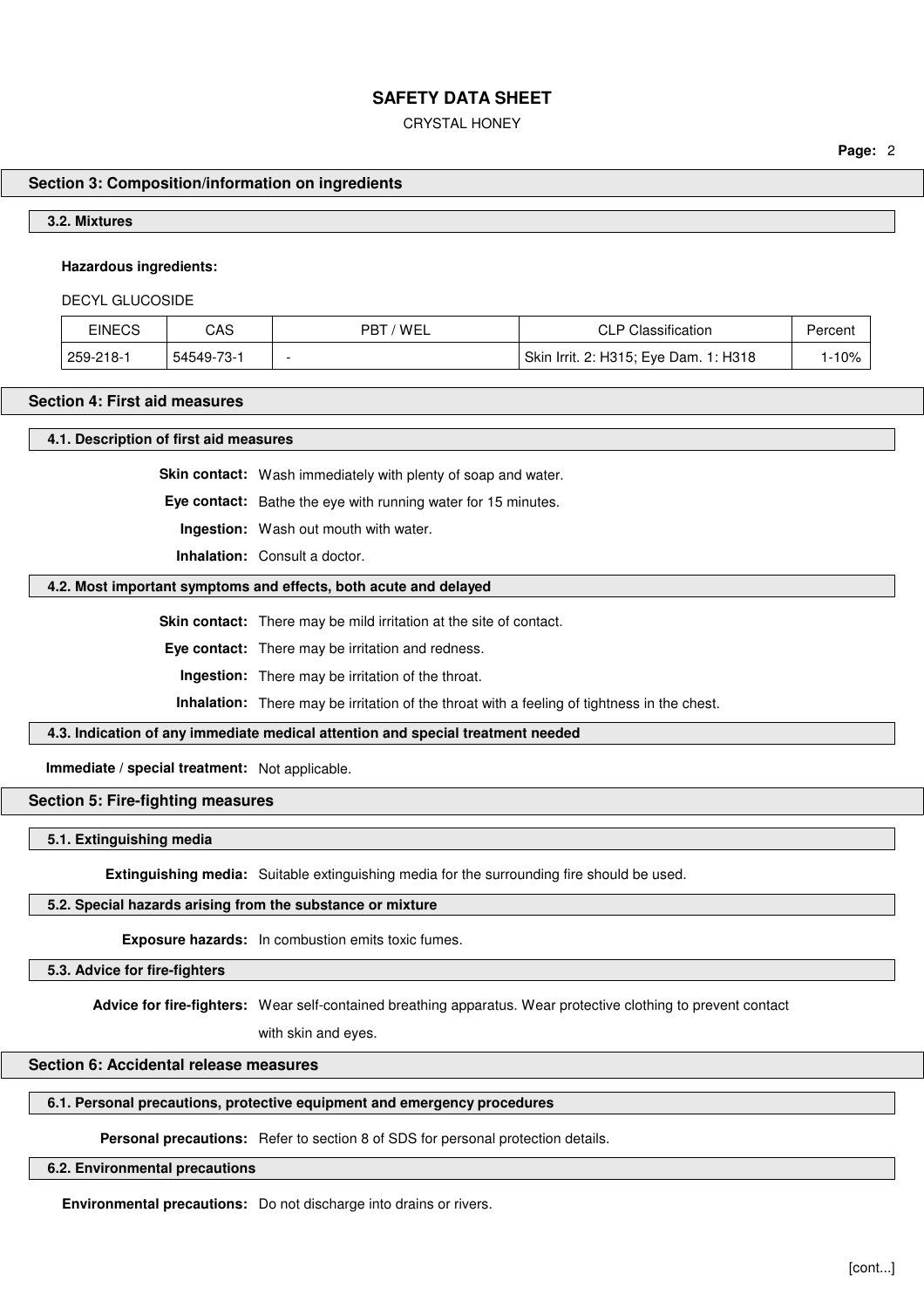## Section 3: Composition/information on ingredients

### 3.2. Mixtures

**Hazardous ingredients:**

DECYL GLUCOSIDE

| EINECS | CAS | PBT / WEL | CLP Classification | Percent |
|---|---|---|---|---|
| 259-218-1 | 54549-73-1 | - | Skin Irrit. 2: H315; Eye Dam. 1: H318 | 1-10% |

## Section 4: First aid measures

### 4.1. Description of first aid measures

**Skin contact:** Wash immediately with plenty of soap and water.

**Eye contact:** Bathe the eye with running water for 15 minutes.

**Ingestion:** Wash out mouth with water.

**Inhalation:** Consult a doctor.

### 4.2. Most important symptoms and effects, both acute and delayed

**Skin contact:** There may be mild irritation at the site of contact.

**Eye contact:** There may be irritation and redness.

**Ingestion:** There may be irritation of the throat.

**Inhalation:** There may be irritation of the throat with a feeling of tightness in the chest.

### 4.3. Indication of any immediate medical attention and special treatment needed

**Immediate / special treatment:** Not applicable.

## Section 5: Fire-fighting measures

### 5.1. Extinguishing media

**Extinguishing media:** Suitable extinguishing media for the surrounding fire should be used.

### 5.2. Special hazards arising from the substance or mixture

**Exposure hazards:** In combustion emits toxic fumes.

### 5.3. Advice for fire-fighters

**Advice for fire-fighters:** Wear self-contained breathing apparatus. Wear protective clothing to prevent contact with skin and eyes.

## Section 6: Accidental release measures

### 6.1. Personal precautions, protective equipment and emergency procedures

**Personal precautions:** Refer to section 8 of SDS for personal protection details.

### 6.2. Environmental precautions

**Environmental precautions:** Do not discharge into drains or rivers.

[cont...]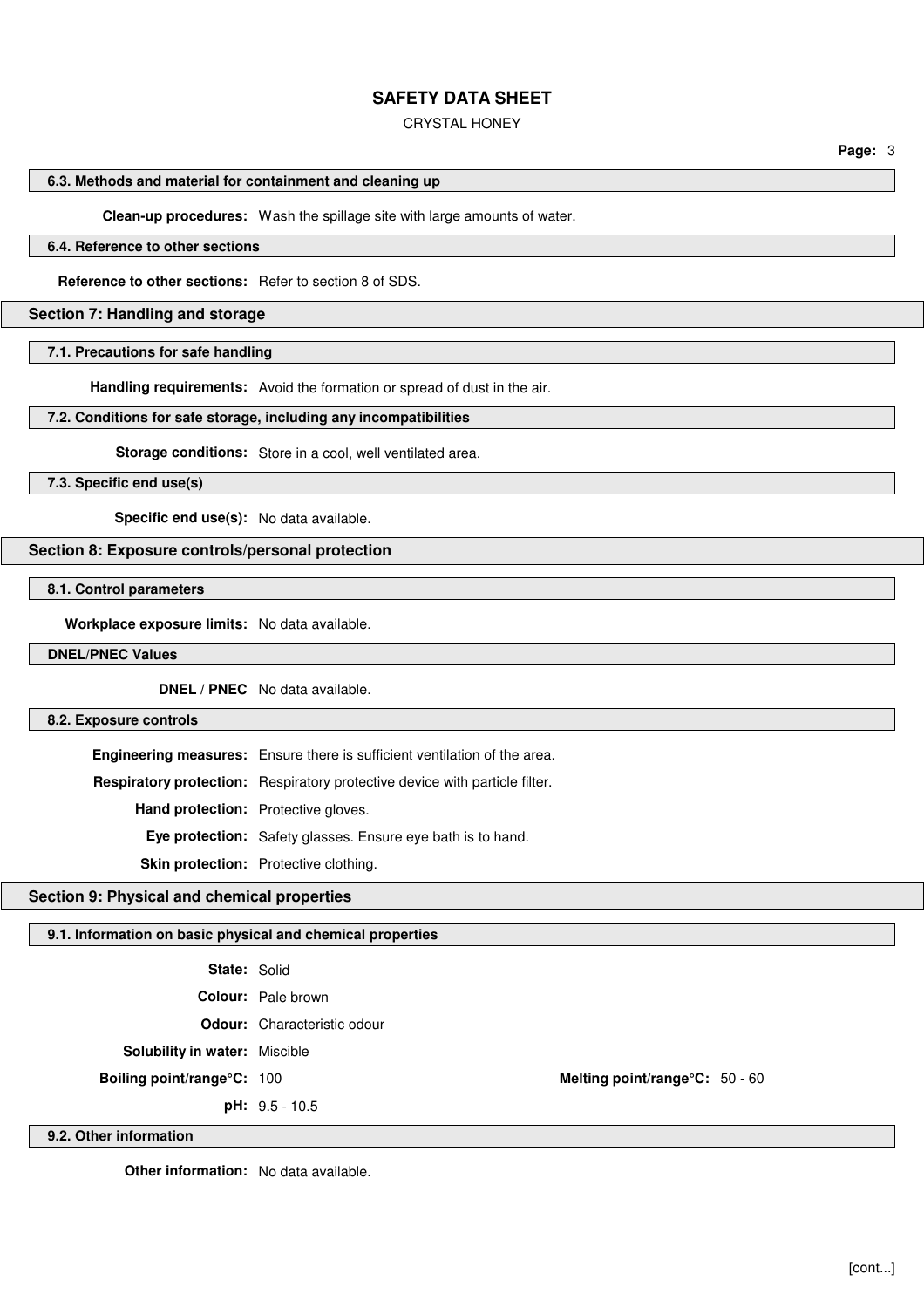### 6.3. Methods and material for containment and cleaning up

**Clean-up procedures:** Wash the spillage site with large amounts of water.

### 6.4. Reference to other sections

**Reference to other sections:** Refer to section 8 of SDS.

## Section 7: Handling and storage

### 7.1. Precautions for safe handling

**Handling requirements:** Avoid the formation or spread of dust in the air.

### 7.2. Conditions for safe storage, including any incompatibilities

**Storage conditions:** Store in a cool, well ventilated area.

### 7.3. Specific end use(s)

**Specific end use(s):** No data available.

## Section 8: Exposure controls/personal protection

### 8.1. Control parameters

**Workplace exposure limits:** No data available.

### DNEL/PNEC Values

**DNEL / PNEC** No data available.

### 8.2. Exposure controls

**Engineering measures:** Ensure there is sufficient ventilation of the area.

**Respiratory protection:** Respiratory protective device with particle filter.

**Hand protection:** Protective gloves.

**Eye protection:** Safety glasses. Ensure eye bath is to hand.

**Skin protection:** Protective clothing.

## Section 9: Physical and chemical properties

### 9.1. Information on basic physical and chemical properties

**State:** Solid

**Colour:** Pale brown

**Odour:** Characteristic odour

**Solubility in water:** Miscible

**Boiling point/range°C:** 100 **Melting point/range°C:** 50 - 60

**pH:** 9.5 - 10.5

### 9.2. Other information

**Other information:** No data available.

[cont...]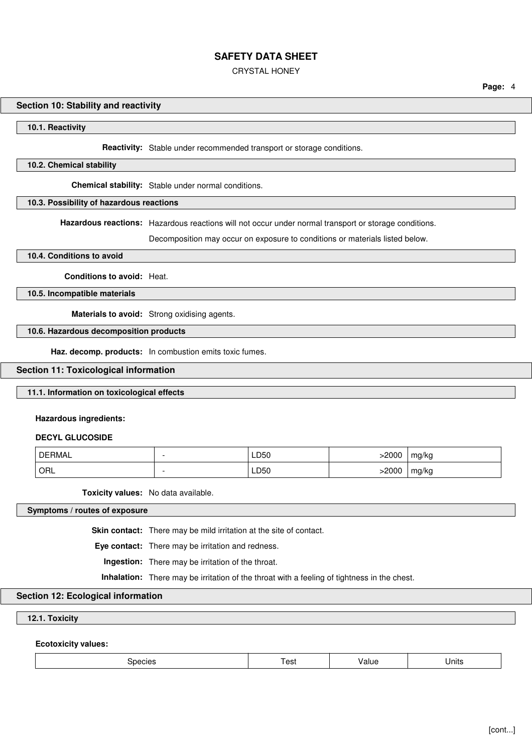## Section 10: Stability and reactivity

### 10.1. Reactivity

**Reactivity:** Stable under recommended transport or storage conditions.

### 10.2. Chemical stability

**Chemical stability:** Stable under normal conditions.

### 10.3. Possibility of hazardous reactions

**Hazardous reactions:** Hazardous reactions will not occur under normal transport or storage conditions.

Decomposition may occur on exposure to conditions or materials listed below.

### 10.4. Conditions to avoid

**Conditions to avoid:** Heat.

### 10.5. Incompatible materials

**Materials to avoid:** Strong oxidising agents.

### 10.6. Hazardous decomposition products

**Haz. decomp. products:** In combustion emits toxic fumes.

## Section 11: Toxicological information

### 11.1. Information on toxicological effects

**Hazardous ingredients:**

**DECYL GLUCOSIDE**

| | | | | |
|---|---|---|---|---|
| DERMAL | - | LD50 | >2000 | mg/kg |
| ORL | - | LD50 | >2000 | mg/kg |

**Toxicity values:** No data available.

### Symptoms / routes of exposure

**Skin contact:** There may be mild irritation at the site of contact.

**Eye contact:** There may be irritation and redness.

**Ingestion:** There may be irritation of the throat.

**Inhalation:** There may be irritation of the throat with a feeling of tightness in the chest.

## Section 12: Ecological information

### 12.1. Toxicity

**Ecotoxicity values:**

| Species | Test | Value | Units |
|---|---|---|---|

[cont...]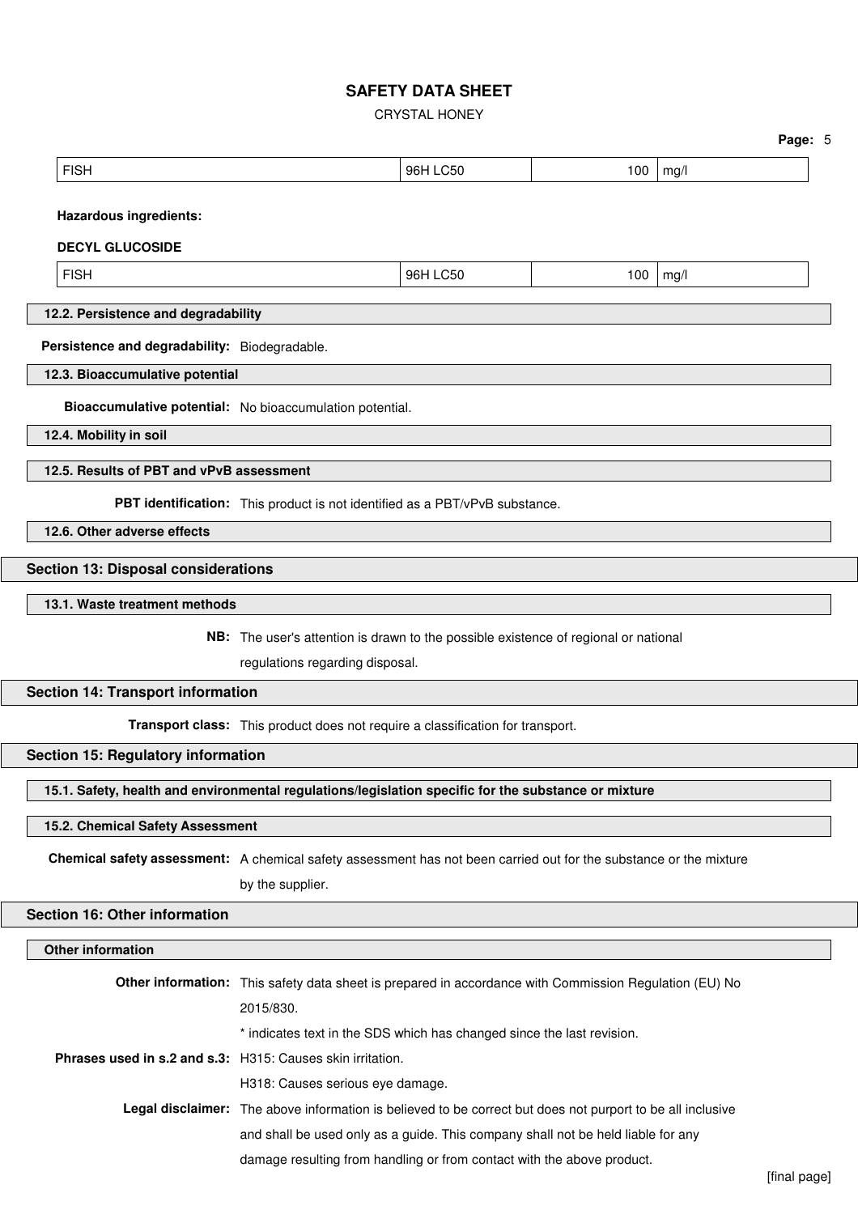| | | | |
|---|---|---|---|
| FISH | 96H LC50 | 100 | mg/l |

**Hazardous ingredients:**

**DECYL GLUCOSIDE**

| | | | |
|---|---|---|---|
| FISH | 96H LC50 | 100 | mg/l |

### 12.2. Persistence and degradability

**Persistence and degradability:** Biodegradable.

### 12.3. Bioaccumulative potential

**Bioaccumulative potential:** No bioaccumulation potential.

### 12.4. Mobility in soil

### 12.5. Results of PBT and vPvB assessment

**PBT identification:** This product is not identified as a PBT/vPvB substance.

### 12.6. Other adverse effects

## Section 13: Disposal considerations

### 13.1. Waste treatment methods

**NB:** The user's attention is drawn to the possible existence of regional or national regulations regarding disposal.

## Section 14: Transport information

**Transport class:** This product does not require a classification for transport.

## Section 15: Regulatory information

### 15.1. Safety, health and environmental regulations/legislation specific for the substance or mixture

### 15.2. Chemical Safety Assessment

**Chemical safety assessment:** A chemical safety assessment has not been carried out for the substance or the mixture by the supplier.

## Section 16: Other information

### Other information

**Other information:** This safety data sheet is prepared in accordance with Commission Regulation (EU) No 2015/830.

* indicates text in the SDS which has changed since the last revision.

**Phrases used in s.2 and s.3:** H315: Causes skin irritation.

H318: Causes serious eye damage.

**Legal disclaimer:** The above information is believed to be correct but does not purport to be all inclusive and shall be used only as a guide. This company shall not be held liable for any damage resulting from handling or from contact with the above product.

[final page]